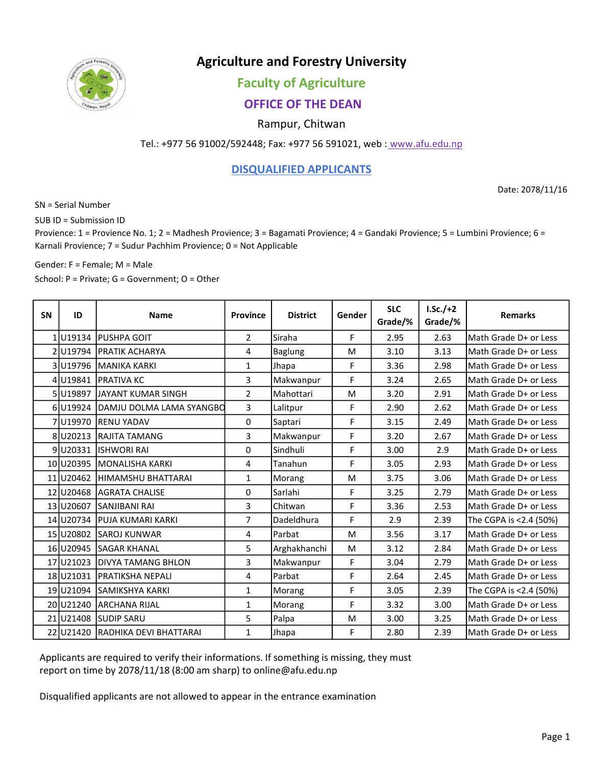# Agriculture and Forestry University

## Faculty of Agriculture

## OFFICE OF THE DEAN

Rampur, Chitwan

Tel.: +977 56 91002/592448; Fax: +977 56 591021, web : www.afu.edu.np

## DISQUALIFIED APPLICANTS

Date: 2078/11/16

SN = Serial Number

SUB ID = Submission ID

Provience: 1 = Provience No. 1; 2 = Madhesh Provience; 3 = Bagamati Provience; 4 = Gandaki Provience; 5 = Lumbini Provience; 6 = Karnali Provience; 7 = Sudur Pachhim Provience; 0 = Not Applicable

Gender: F = Female; M = Male

School: P = Private; G = Government; O = Other

| SN | ID | Name | Province | District | Gender | SLC Grade/% | I.Sc./+2 Grade/% | Remarks |
|---|---|---|---|---|---|---|---|---|
| 1 | U19134 | PUSHPA GOIT | 2 | Siraha | F | 2.95 | 2.63 | Math Grade D+ or Less |
| 2 | U19794 | PRATIK ACHARYA | 4 | Baglung | M | 3.10 | 3.13 | Math Grade D+ or Less |
| 3 | U19796 | MANIKA KARKI | 1 | Jhapa | F | 3.36 | 2.98 | Math Grade D+ or Less |
| 4 | U19841 | PRATIVA KC | 3 | Makwanpur | F | 3.24 | 2.65 | Math Grade D+ or Less |
| 5 | U19897 | JAYANT KUMAR SINGH | 2 | Mahottari | M | 3.20 | 2.91 | Math Grade D+ or Less |
| 6 | U19924 | DAMJU DOLMA LAMA SYANGBO | 3 | Lalitpur | F | 2.90 | 2.62 | Math Grade D+ or Less |
| 7 | U19970 | RENU YADAV | 0 | Saptari | F | 3.15 | 2.49 | Math Grade D+ or Less |
| 8 | U20213 | RAJITA TAMANG | 3 | Makwanpur | F | 3.20 | 2.67 | Math Grade D+ or Less |
| 9 | U20331 | ISHWORI RAI | 0 | Sindhuli | F | 3.00 | 2.9 | Math Grade D+ or Less |
| 10 | U20395 | MONALISHA KARKI | 4 | Tanahun | F | 3.05 | 2.93 | Math Grade D+ or Less |
| 11 | U20462 | HIMAMSHU BHATTARAI | 1 | Morang | M | 3.75 | 3.06 | Math Grade D+ or Less |
| 12 | U20468 | AGRATA CHALISE | 0 | Sarlahi | F | 3.25 | 2.79 | Math Grade D+ or Less |
| 13 | U20607 | SANJIBANI RAI | 3 | Chitwan | F | 3.36 | 2.53 | Math Grade D+ or Less |
| 14 | U20734 | PUJA KUMARI KARKI | 7 | Dadeldhura | F | 2.9 | 2.39 | The CGPA is <2.4 (50%) |
| 15 | U20802 | SAROJ KUNWAR | 4 | Parbat | M | 3.56 | 3.17 | Math Grade D+ or Less |
| 16 | U20945 | SAGAR KHANAL | 5 | Arghakhanchi | M | 3.12 | 2.84 | Math Grade D+ or Less |
| 17 | U21023 | DIVYA TAMANG BHLON | 3 | Makwanpur | F | 3.04 | 2.79 | Math Grade D+ or Less |
| 18 | U21031 | PRATIKSHA NEPALI | 4 | Parbat | F | 2.64 | 2.45 | Math Grade D+ or Less |
| 19 | U21094 | SAMIKSHYA KARKI | 1 | Morang | F | 3.05 | 2.39 | The CGPA is <2.4 (50%) |
| 20 | U21240 | ARCHANA RIJAL | 1 | Morang | F | 3.32 | 3.00 | Math Grade D+ or Less |
| 21 | U21408 | SUDIP SARU | 5 | Palpa | M | 3.00 | 3.25 | Math Grade D+ or Less |
| 22 | U21420 | RADHIKA DEVI BHATTARAI | 1 | Jhapa | F | 2.80 | 2.39 | Math Grade D+ or Less |

Applicants are required to verify their informations. If something is missing, they must report on time by 2078/11/18 (8:00 am sharp) to online@afu.edu.np

Disqualified applicants are not allowed to appear in the entrance examination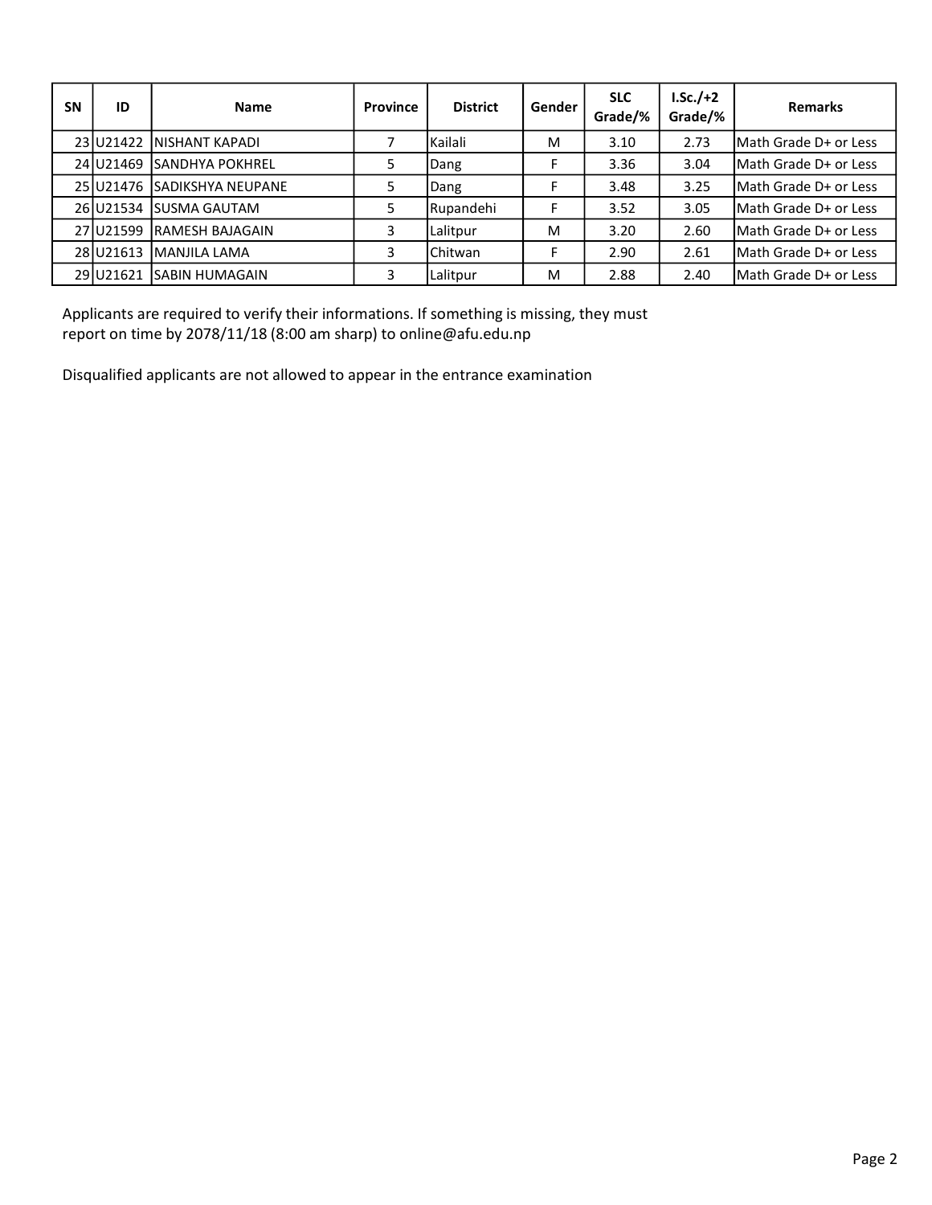| SN | ID | Name | Province | District | Gender | SLC Grade/% | I.Sc./+2 Grade/% | Remarks |
|---|---|---|---|---|---|---|---|---|
| 23 | U21422 | NISHANT KAPADI | 7 | Kailali | M | 3.10 | 2.73 | Math Grade D+ or Less |
| 24 | U21469 | SANDHYA POKHREL | 5 | Dang | F | 3.36 | 3.04 | Math Grade D+ or Less |
| 25 | U21476 | SADIKSHYA NEUPANE | 5 | Dang | F | 3.48 | 3.25 | Math Grade D+ or Less |
| 26 | U21534 | SUSMA GAUTAM | 5 | Rupandehi | F | 3.52 | 3.05 | Math Grade D+ or Less |
| 27 | U21599 | RAMESH BAJAGAIN | 3 | Lalitpur | M | 3.20 | 2.60 | Math Grade D+ or Less |
| 28 | U21613 | MANJILA LAMA | 3 | Chitwan | F | 2.90 | 2.61 | Math Grade D+ or Less |
| 29 | U21621 | SABIN HUMAGAIN | 3 | Lalitpur | M | 2.88 | 2.40 | Math Grade D+ or Less |

Applicants are required to verify their informations. If something is missing, they must report on time by 2078/11/18 (8:00 am sharp) to online@afu.edu.np

Disqualified applicants are not allowed to appear in the entrance examination